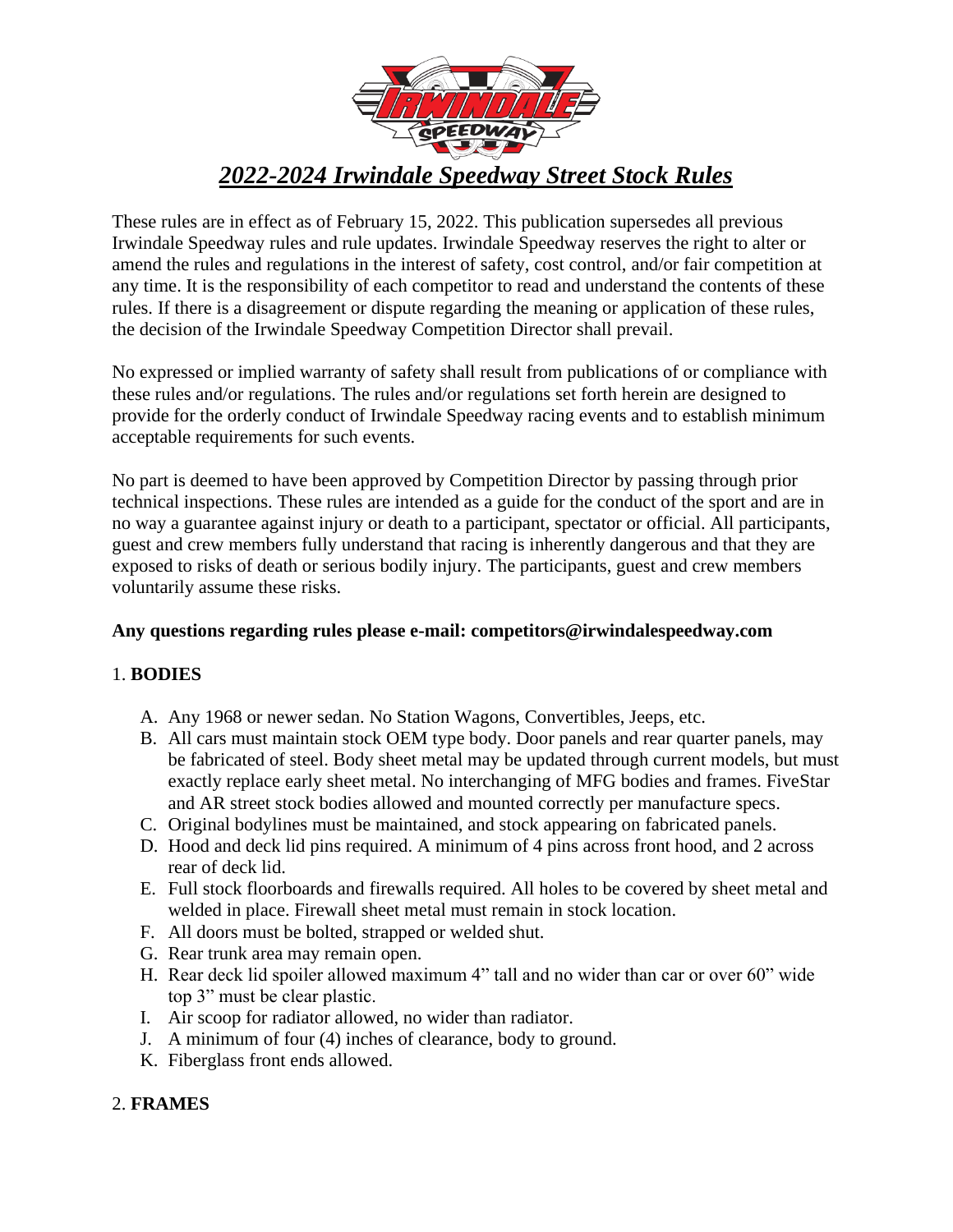# *2022-2024 Irwindale Speedway Street Stock Rules*

These rules are in effect as of February 15, 2022. This publication supersedes all previous Irwindale Speedway rules and rule updates. Irwindale Speedway reserves the right to alter or amend the rules and regulations in the interest of safety, cost control, and/or fair competition at any time. It is the responsibility of each competitor to read and understand the contents of these rules. If there is a disagreement or dispute regarding the meaning or application of these rules, the decision of the Irwindale Speedway Competition Director shall prevail.

No expressed or implied warranty of safety shall result from publications of or compliance with these rules and/or regulations. The rules and/or regulations set forth herein are designed to provide for the orderly conduct of Irwindale Speedway racing events and to establish minimum acceptable requirements for such events.

No part is deemed to have been approved by Competition Director by passing through prior technical inspections. These rules are intended as a guide for the conduct of the sport and are in no way a guarantee against injury or death to a participant, spectator or official. All participants, guest and crew members fully understand that racing is inherently dangerous and that they are exposed to risks of death or serious bodily injury. The participants, guest and crew members voluntarily assume these risks.

**Any questions regarding rules please e-mail: competitors@irwindalespeedway.com**

## 1. BODIES

A. Any 1968 or newer sedan. No Station Wagons, Convertibles, Jeeps, etc.
B. All cars must maintain stock OEM type body. Door panels and rear quarter panels, may be fabricated of steel. Body sheet metal may be updated through current models, but must exactly replace early sheet metal. No interchanging of MFG bodies and frames. FiveStar and AR street stock bodies allowed and mounted correctly per manufacture specs.
C. Original bodylines must be maintained, and stock appearing on fabricated panels.
D. Hood and deck lid pins required. A minimum of 4 pins across front hood, and 2 across rear of deck lid.
E. Full stock floorboards and firewalls required. All holes to be covered by sheet metal and welded in place. Firewall sheet metal must remain in stock location.
F. All doors must be bolted, strapped or welded shut.
G. Rear trunk area may remain open.
H. Rear deck lid spoiler allowed maximum 4" tall and no wider than car or over 60" wide top 3" must be clear plastic.
I. Air scoop for radiator allowed, no wider than radiator.
J. A minimum of four (4) inches of clearance, body to ground.
K. Fiberglass front ends allowed.

## 2. FRAMES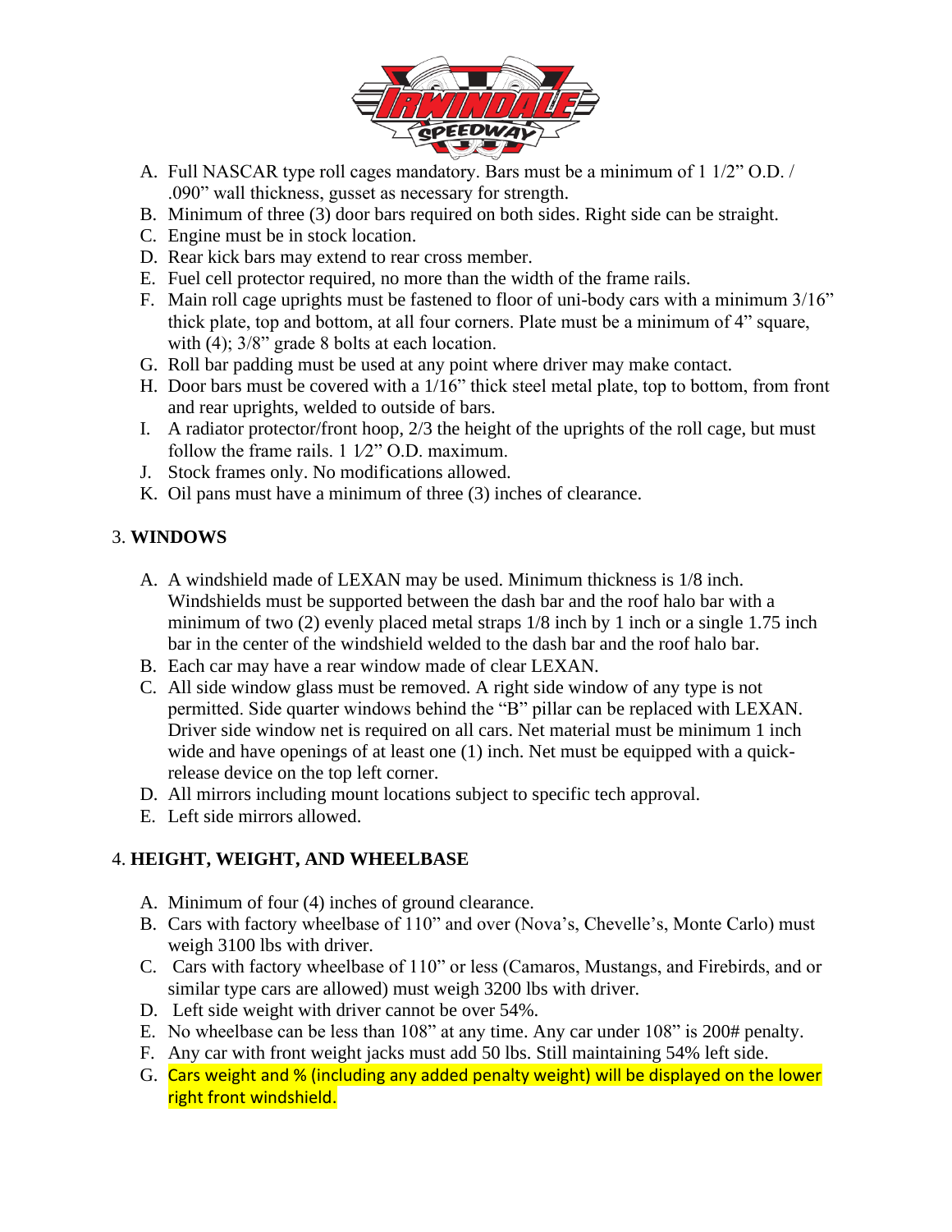A. Full NASCAR type roll cages mandatory. Bars must be a minimum of 1 1/2" O.D. / .090" wall thickness, gusset as necessary for strength.
B. Minimum of three (3) door bars required on both sides. Right side can be straight.
C. Engine must be in stock location.
D. Rear kick bars may extend to rear cross member.
E. Fuel cell protector required, no more than the width of the frame rails.
F. Main roll cage uprights must be fastened to floor of uni-body cars with a minimum 3/16" thick plate, top and bottom, at all four corners. Plate must be a minimum of 4" square, with (4); 3/8" grade 8 bolts at each location.
G. Roll bar padding must be used at any point where driver may make contact.
H. Door bars must be covered with a 1/16" thick steel metal plate, top to bottom, from front and rear uprights, welded to outside of bars.
I. A radiator protector/front hoop, 2/3 the height of the uprights of the roll cage, but must follow the frame rails. 1 1⁄2" O.D. maximum.
J. Stock frames only. No modifications allowed.
K. Oil pans must have a minimum of three (3) inches of clearance.

3. **WINDOWS**

A. A windshield made of LEXAN may be used. Minimum thickness is 1/8 inch. Windshields must be supported between the dash bar and the roof halo bar with a minimum of two (2) evenly placed metal straps 1/8 inch by 1 inch or a single 1.75 inch bar in the center of the windshield welded to the dash bar and the roof halo bar.
B. Each car may have a rear window made of clear LEXAN.
C. All side window glass must be removed. A right side window of any type is not permitted. Side quarter windows behind the "B" pillar can be replaced with LEXAN. Driver side window net is required on all cars. Net material must be minimum 1 inch wide and have openings of at least one (1) inch. Net must be equipped with a quick-release device on the top left corner.
D. All mirrors including mount locations subject to specific tech approval.
E. Left side mirrors allowed.

4. **HEIGHT, WEIGHT, AND WHEELBASE**

A. Minimum of four (4) inches of ground clearance.
B. Cars with factory wheelbase of 110" and over (Nova's, Chevelle's, Monte Carlo) must weigh 3100 lbs with driver.
C. Cars with factory wheelbase of 110" or less (Camaros, Mustangs, and Firebirds, and or similar type cars are allowed) must weigh 3200 lbs with driver.
D. Left side weight with driver cannot be over 54%.
E. No wheelbase can be less than 108" at any time. Any car under 108" is 200# penalty.
F. Any car with front weight jacks must add 50 lbs. Still maintaining 54% left side.
G. Cars weight and % (including any added penalty weight) will be displayed on the lower right front windshield.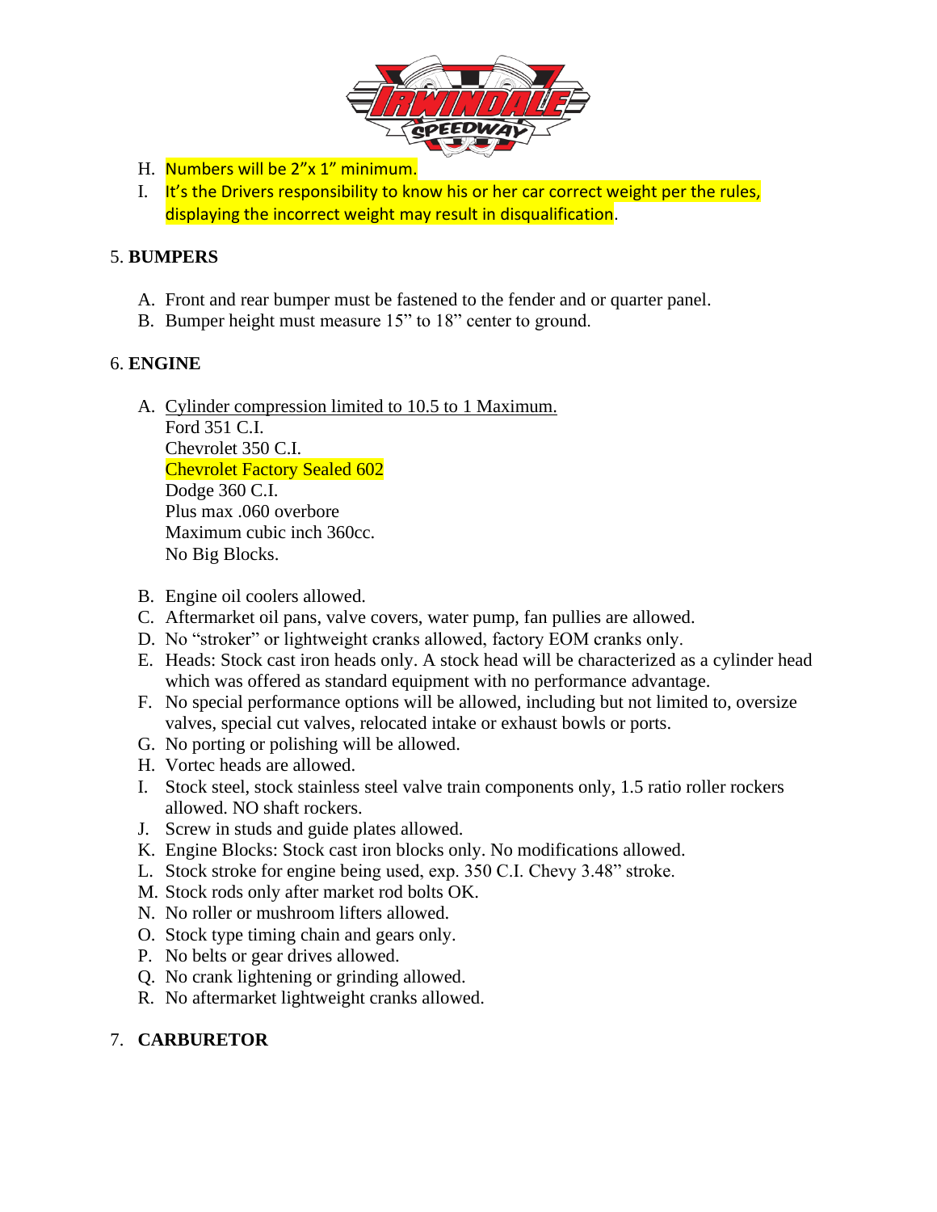H. Numbers will be 2"x 1" minimum.
I. It's the Drivers responsibility to know his or her car correct weight per the rules, displaying the incorrect weight may result in disqualification.

5. **BUMPERS**

A. Front and rear bumper must be fastened to the fender and or quarter panel.
B. Bumper height must measure 15" to 18" center to ground.

6. **ENGINE**

A. Cylinder compression limited to 10.5 to 1 Maximum.
Ford 351 C.I.
Chevrolet 350 C.I.
Chevrolet Factory Sealed 602
Dodge 360 C.I.
Plus max .060 overbore
Maximum cubic inch 360cc.
No Big Blocks.

B. Engine oil coolers allowed.
C. Aftermarket oil pans, valve covers, water pump, fan pullies are allowed.
D. No "stroker" or lightweight cranks allowed, factory EOM cranks only.
E. Heads: Stock cast iron heads only. A stock head will be characterized as a cylinder head which was offered as standard equipment with no performance advantage.
F. No special performance options will be allowed, including but not limited to, oversize valves, special cut valves, relocated intake or exhaust bowls or ports.
G. No porting or polishing will be allowed.
H. Vortec heads are allowed.
I. Stock steel, stock stainless steel valve train components only, 1.5 ratio roller rockers allowed. NO shaft rockers.
J. Screw in studs and guide plates allowed.
K. Engine Blocks: Stock cast iron blocks only. No modifications allowed.
L. Stock stroke for engine being used, exp. 350 C.I. Chevy 3.48" stroke.
M. Stock rods only after market rod bolts OK.
N. No roller or mushroom lifters allowed.
O. Stock type timing chain and gears only.
P. No belts or gear drives allowed.
Q. No crank lightening or grinding allowed.
R. No aftermarket lightweight cranks allowed.

7. **CARBURETOR**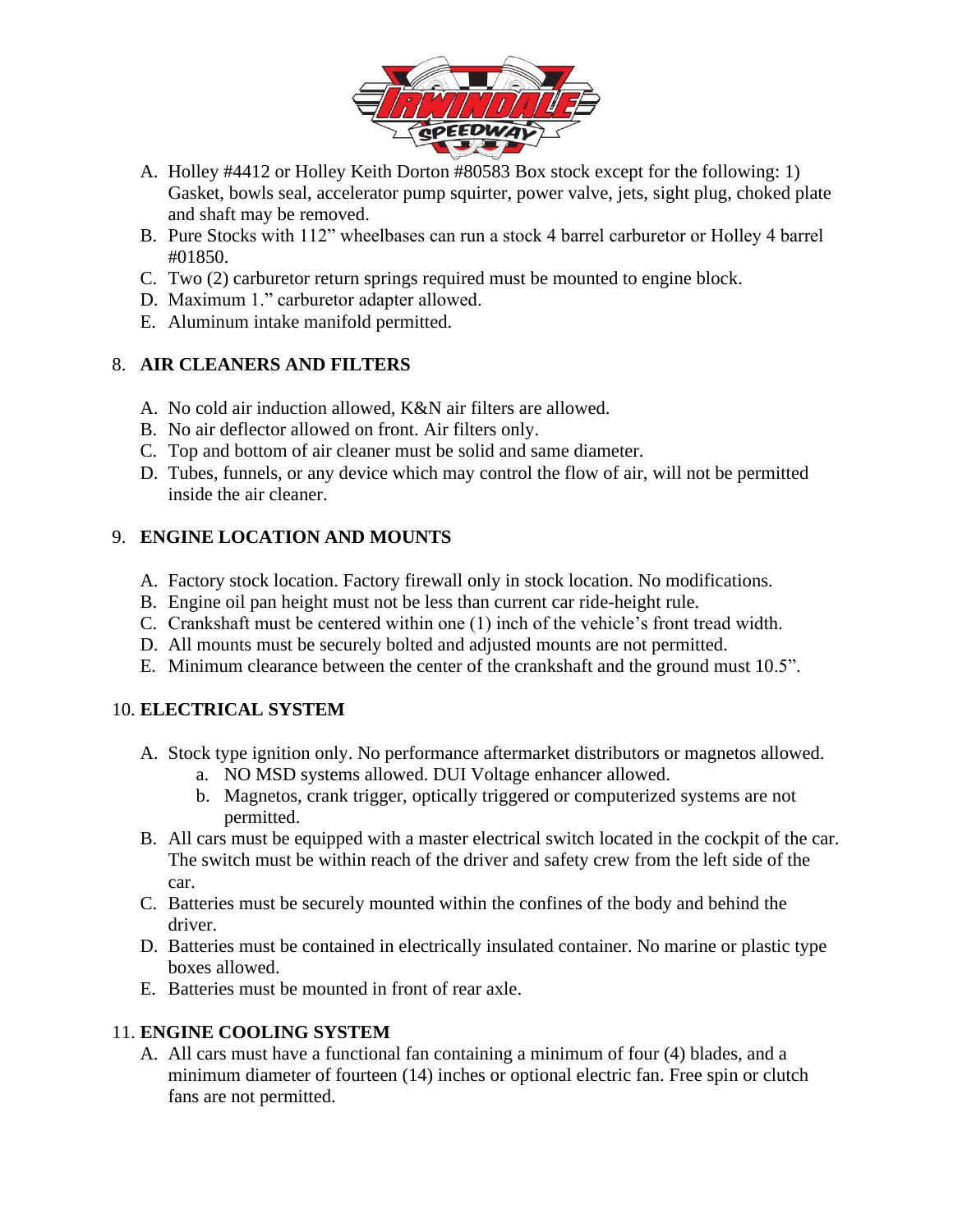A. Holley #4412 or Holley Keith Dorton #80583 Box stock except for the following: 1) Gasket, bowls seal, accelerator pump squirter, power valve, jets, sight plug, choked plate and shaft may be removed.
B. Pure Stocks with 112" wheelbases can run a stock 4 barrel carburetor or Holley 4 barrel #01850.
C. Two (2) carburetor return springs required must be mounted to engine block.
D. Maximum 1." carburetor adapter allowed.
E. Aluminum intake manifold permitted.

8. **AIR CLEANERS AND FILTERS**

A. No cold air induction allowed, K&N air filters are allowed.
B. No air deflector allowed on front. Air filters only.
C. Top and bottom of air cleaner must be solid and same diameter.
D. Tubes, funnels, or any device which may control the flow of air, will not be permitted inside the air cleaner.

9. **ENGINE LOCATION AND MOUNTS**

A. Factory stock location. Factory firewall only in stock location. No modifications.
B. Engine oil pan height must not be less than current car ride-height rule.
C. Crankshaft must be centered within one (1) inch of the vehicle's front tread width.
D. All mounts must be securely bolted and adjusted mounts are not permitted.
E. Minimum clearance between the center of the crankshaft and the ground must 10.5".

10. **ELECTRICAL SYSTEM**

A. Stock type ignition only. No performance aftermarket distributors or magnetos allowed.
   a. NO MSD systems allowed. DUI Voltage enhancer allowed.
   b. Magnetos, crank trigger, optically triggered or computerized systems are not permitted.
B. All cars must be equipped with a master electrical switch located in the cockpit of the car. The switch must be within reach of the driver and safety crew from the left side of the car.
C. Batteries must be securely mounted within the confines of the body and behind the driver.
D. Batteries must be contained in electrically insulated container. No marine or plastic type boxes allowed.
E. Batteries must be mounted in front of rear axle.

11. **ENGINE COOLING SYSTEM**

A. All cars must have a functional fan containing a minimum of four (4) blades, and a minimum diameter of fourteen (14) inches or optional electric fan. Free spin or clutch fans are not permitted.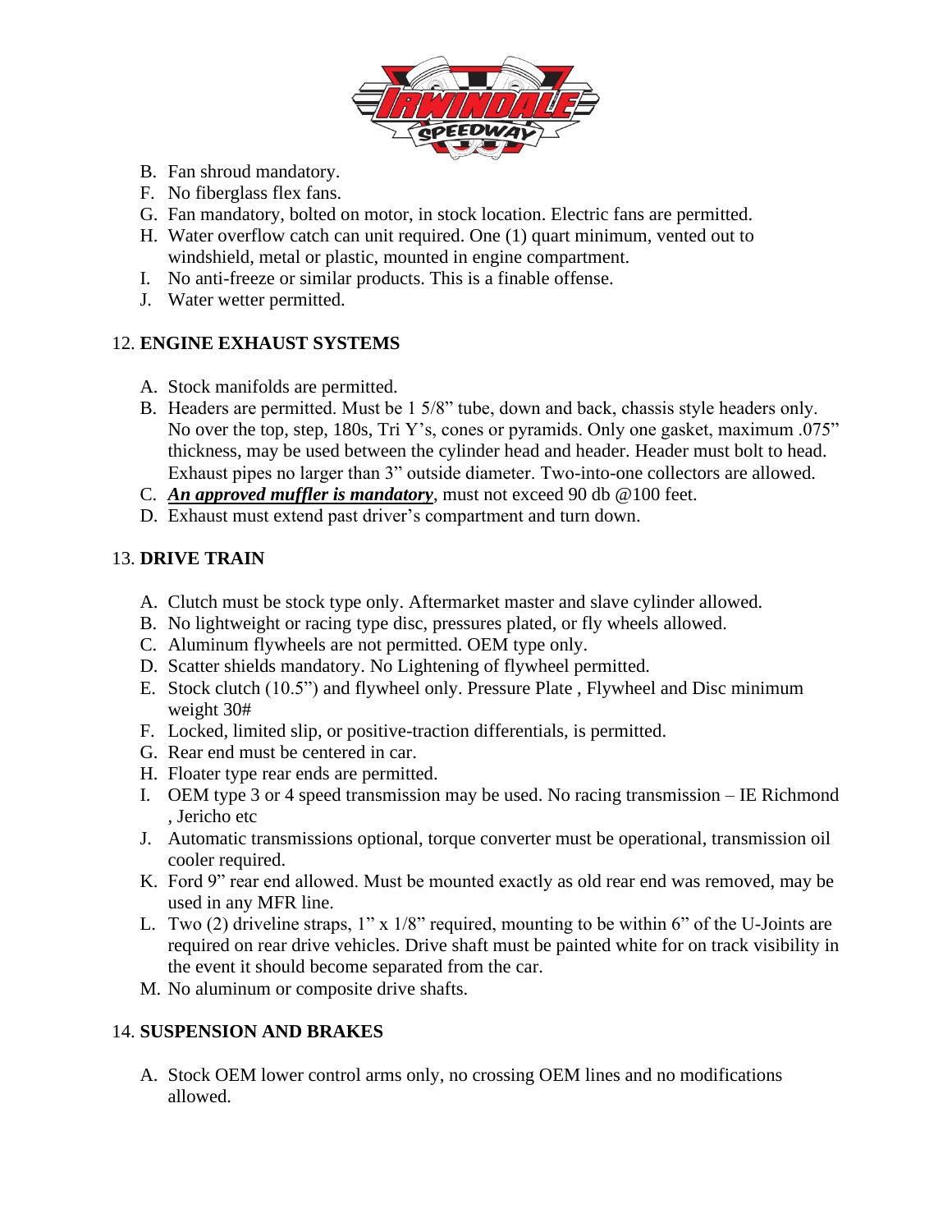B. Fan shroud mandatory.
F. No fiberglass flex fans.
G. Fan mandatory, bolted on motor, in stock location. Electric fans are permitted.
H. Water overflow catch can unit required. One (1) quart minimum, vented out to windshield, metal or plastic, mounted in engine compartment.
I. No anti-freeze or similar products. This is a finable offense.
J. Water wetter permitted.

12. **ENGINE EXHAUST SYSTEMS**

A. Stock manifolds are permitted.
B. Headers are permitted. Must be 1 5/8" tube, down and back, chassis style headers only. No over the top, step, 180s, Tri Y's, cones or pyramids. Only one gasket, maximum .075" thickness, may be used between the cylinder head and header. Header must bolt to head. Exhaust pipes no larger than 3" outside diameter. Two-into-one collectors are allowed.
C. ***An approved muffler is mandatory***, must not exceed 90 db @100 feet.
D. Exhaust must extend past driver's compartment and turn down.

13. **DRIVE TRAIN**

A. Clutch must be stock type only. Aftermarket master and slave cylinder allowed.
B. No lightweight or racing type disc, pressures plated, or fly wheels allowed.
C. Aluminum flywheels are not permitted. OEM type only.
D. Scatter shields mandatory. No Lightening of flywheel permitted.
E. Stock clutch (10.5") and flywheel only. Pressure Plate , Flywheel and Disc minimum weight 30#
F. Locked, limited slip, or positive-traction differentials, is permitted.
G. Rear end must be centered in car.
H. Floater type rear ends are permitted.
I. OEM type 3 or 4 speed transmission may be used. No racing transmission – IE Richmond , Jericho etc
J. Automatic transmissions optional, torque converter must be operational, transmission oil cooler required.
K. Ford 9" rear end allowed. Must be mounted exactly as old rear end was removed, may be used in any MFR line.
L. Two (2) driveline straps, 1" x 1/8" required, mounting to be within 6" of the U-Joints are required on rear drive vehicles. Drive shaft must be painted white for on track visibility in the event it should become separated from the car.
M. No aluminum or composite drive shafts.

14. **SUSPENSION AND BRAKES**

A. Stock OEM lower control arms only, no crossing OEM lines and no modifications allowed.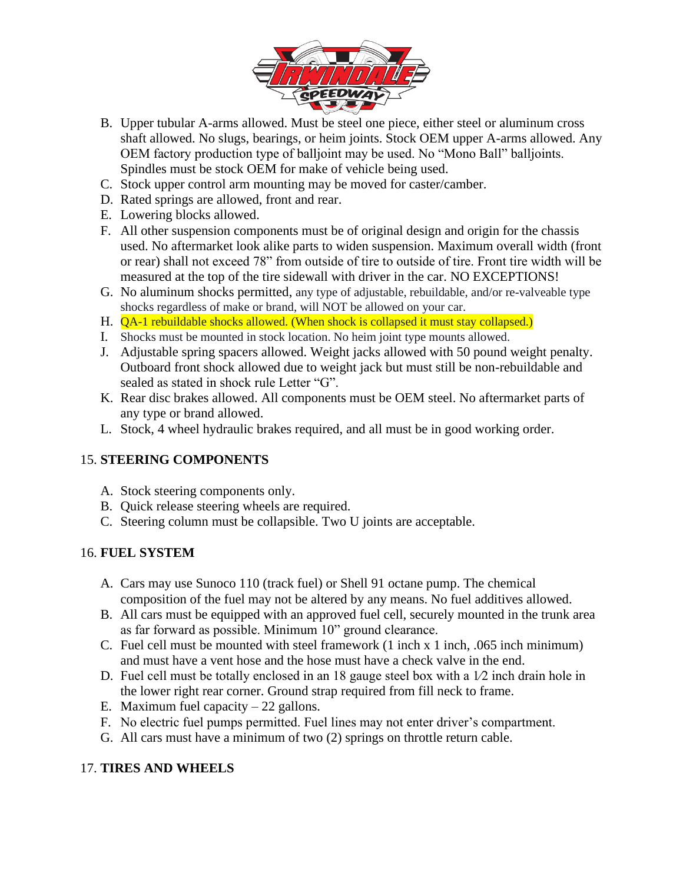B. Upper tubular A-arms allowed. Must be steel one piece, either steel or aluminum cross shaft allowed. No slugs, bearings, or heim joints. Stock OEM upper A-arms allowed. Any OEM factory production type of balljoint may be used. No "Mono Ball" balljoints. Spindles must be stock OEM for make of vehicle being used.

C. Stock upper control arm mounting may be moved for caster/camber.

D. Rated springs are allowed, front and rear.

E. Lowering blocks allowed.

F. All other suspension components must be of original design and origin for the chassis used. No aftermarket look alike parts to widen suspension. Maximum overall width (front or rear) shall not exceed 78" from outside of tire to outside of tire. Front tire width will be measured at the top of the tire sidewall with driver in the car. NO EXCEPTIONS!

G. No aluminum shocks permitted, any type of adjustable, rebuildable, and/or re-valveable type shocks regardless of make or brand, will NOT be allowed on your car.

H. QA-1 rebuildable shocks allowed. (When shock is collapsed it must stay collapsed.)

I. Shocks must be mounted in stock location. No heim joint type mounts allowed.

J. Adjustable spring spacers allowed. Weight jacks allowed with 50 pound weight penalty. Outboard front shock allowed due to weight jack but must still be non-rebuildable and sealed as stated in shock rule Letter "G".

K. Rear disc brakes allowed. All components must be OEM steel. No aftermarket parts of any type or brand allowed.

L. Stock, 4 wheel hydraulic brakes required, and all must be in good working order.

15. **STEERING COMPONENTS**

A. Stock steering components only.

B. Quick release steering wheels are required.

C. Steering column must be collapsible. Two U joints are acceptable.

16. **FUEL SYSTEM**

A. Cars may use Sunoco 110 (track fuel) or Shell 91 octane pump. The chemical composition of the fuel may not be altered by any means. No fuel additives allowed.

B. All cars must be equipped with an approved fuel cell, securely mounted in the trunk area as far forward as possible. Minimum 10" ground clearance.

C. Fuel cell must be mounted with steel framework (1 inch x 1 inch, .065 inch minimum) and must have a vent hose and the hose must have a check valve in the end.

D. Fuel cell must be totally enclosed in an 18 gauge steel box with a 1⁄2 inch drain hole in the lower right rear corner. Ground strap required from fill neck to frame.

E. Maximum fuel capacity – 22 gallons.

F. No electric fuel pumps permitted. Fuel lines may not enter driver's compartment.

G. All cars must have a minimum of two (2) springs on throttle return cable.

17. **TIRES AND WHEELS**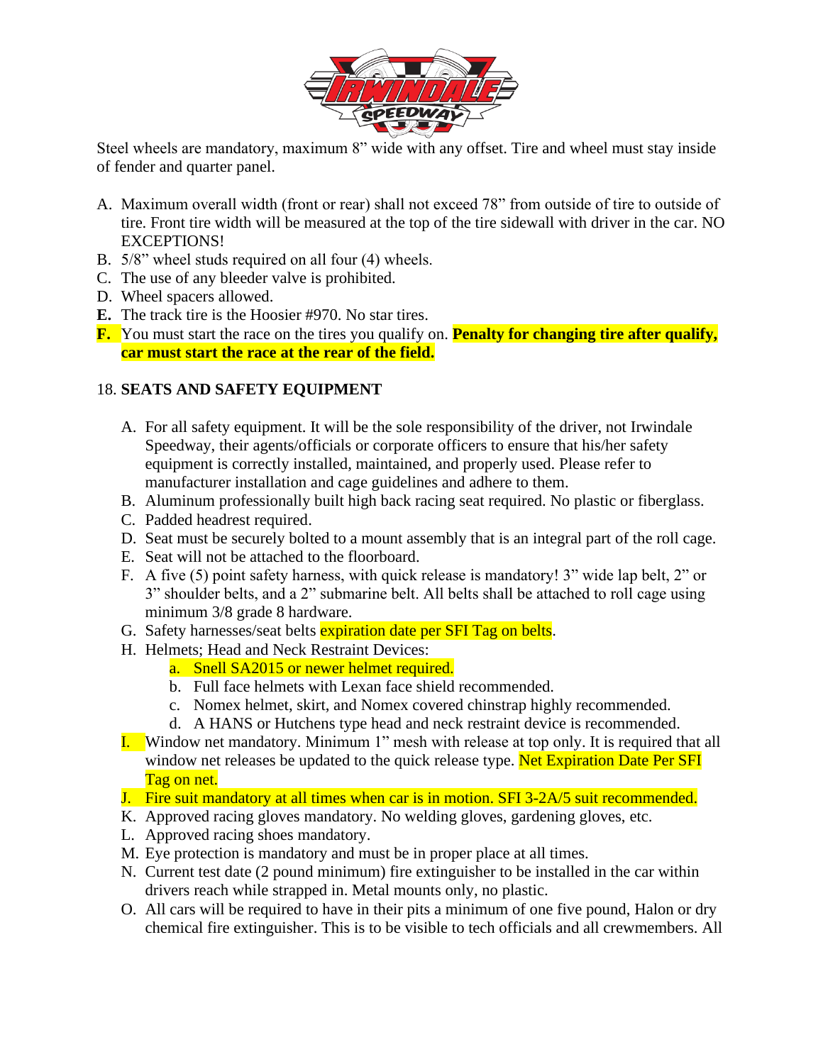Steel wheels are mandatory, maximum 8” wide with any offset. Tire and wheel must stay inside of fender and quarter panel.

A. Maximum overall width (front or rear) shall not exceed 78” from outside of tire to outside of tire. Front tire width will be measured at the top of the tire sidewall with driver in the car. NO EXCEPTIONS!
B. 5/8” wheel studs required on all four (4) wheels.
C. The use of any bleeder valve is prohibited.
D. Wheel spacers allowed.
**E.** The track tire is the Hoosier #970. No star tires.
**F.** You must start the race on the tires you qualify on. **Penalty for changing tire after qualify, car must start the race at the rear of the field.**

18. **SEATS AND SAFETY EQUIPMENT**

A. For all safety equipment. It will be the sole responsibility of the driver, not Irwindale Speedway, their agents/officials or corporate officers to ensure that his/her safety equipment is correctly installed, maintained, and properly used. Please refer to manufacturer installation and cage guidelines and adhere to them.
B. Aluminum professionally built high back racing seat required. No plastic or fiberglass.
C. Padded headrest required.
D. Seat must be securely bolted to a mount assembly that is an integral part of the roll cage.
E. Seat will not be attached to the floorboard.
F. A five (5) point safety harness, with quick release is mandatory! 3” wide lap belt, 2” or 3” shoulder belts, and a 2” submarine belt. All belts shall be attached to roll cage using minimum 3/8 grade 8 hardware.
G. Safety harnesses/seat belts expiration date per SFI Tag on belts.
H. Helmets; Head and Neck Restraint Devices:
   a. Snell SA2015 or newer helmet required.
   b. Full face helmets with Lexan face shield recommended.
   c. Nomex helmet, skirt, and Nomex covered chinstrap highly recommended.
   d. A HANS or Hutchens type head and neck restraint device is recommended.
I. Window net mandatory. Minimum 1” mesh with release at top only. It is required that all window net releases be updated to the quick release type. Net Expiration Date Per SFI Tag on net.
J. Fire suit mandatory at all times when car is in motion. SFI 3-2A/5 suit recommended.
K. Approved racing gloves mandatory. No welding gloves, gardening gloves, etc.
L. Approved racing shoes mandatory.
M. Eye protection is mandatory and must be in proper place at all times.
N. Current test date (2 pound minimum) fire extinguisher to be installed in the car within drivers reach while strapped in. Metal mounts only, no plastic.
O. All cars will be required to have in their pits a minimum of one five pound, Halon or dry chemical fire extinguisher. This is to be visible to tech officials and all crewmembers. All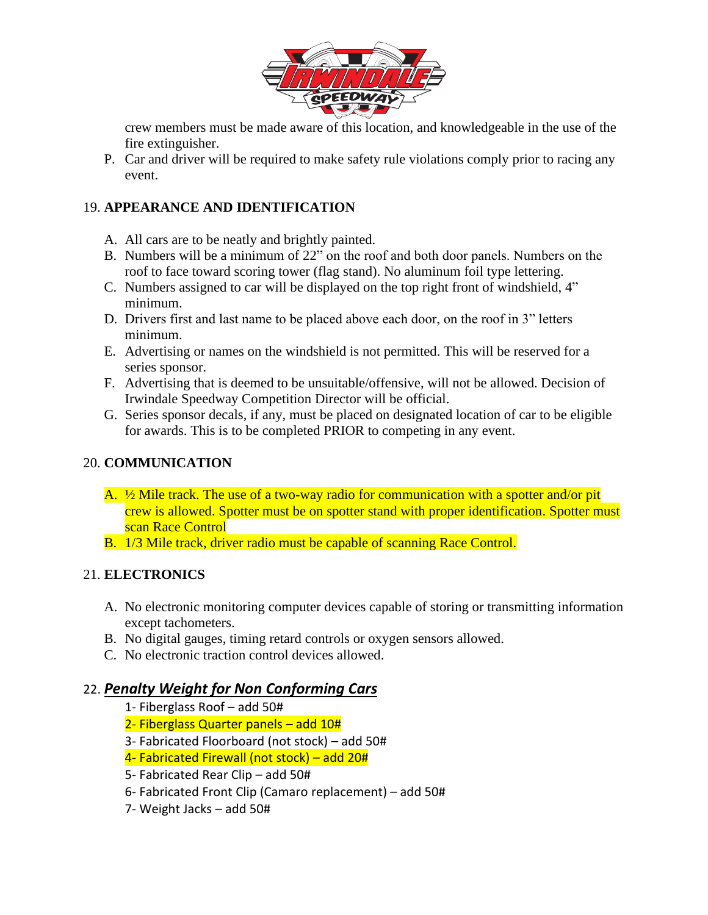crew members must be made aware of this location, and knowledgeable in the use of the fire extinguisher.

P. Car and driver will be required to make safety rule violations comply prior to racing any event.

19. **APPEARANCE AND IDENTIFICATION**

A. All cars are to be neatly and brightly painted.
B. Numbers will be a minimum of 22" on the roof and both door panels. Numbers on the roof to face toward scoring tower (flag stand). No aluminum foil type lettering.
C. Numbers assigned to car will be displayed on the top right front of windshield, 4" minimum.
D. Drivers first and last name to be placed above each door, on the roof in 3" letters minimum.
E. Advertising or names on the windshield is not permitted. This will be reserved for a series sponsor.
F. Advertising that is deemed to be unsuitable/offensive, will not be allowed. Decision of Irwindale Speedway Competition Director will be official.
G. Series sponsor decals, if any, must be placed on designated location of car to be eligible for awards. This is to be completed PRIOR to competing in any event.

20. **COMMUNICATION**

A. ½ Mile track. The use of a two-way radio for communication with a spotter and/or pit crew is allowed. Spotter must be on spotter stand with proper identification. Spotter must scan Race Control
B. 1/3 Mile track, driver radio must be capable of scanning Race Control.

21. **ELECTRONICS**

A. No electronic monitoring computer devices capable of storing or transmitting information except tachometers.
B. No digital gauges, timing retard controls or oxygen sensors allowed.
C. No electronic traction control devices allowed.

22. ***Penalty Weight for Non Conforming Cars***

1- Fiberglass Roof – add 50#
2- Fiberglass Quarter panels – add 10#
3- Fabricated Floorboard (not stock) – add 50#
4- Fabricated Firewall (not stock) – add 20#
5- Fabricated Rear Clip – add 50#
6- Fabricated Front Clip (Camaro replacement) – add 50#
7- Weight Jacks – add 50#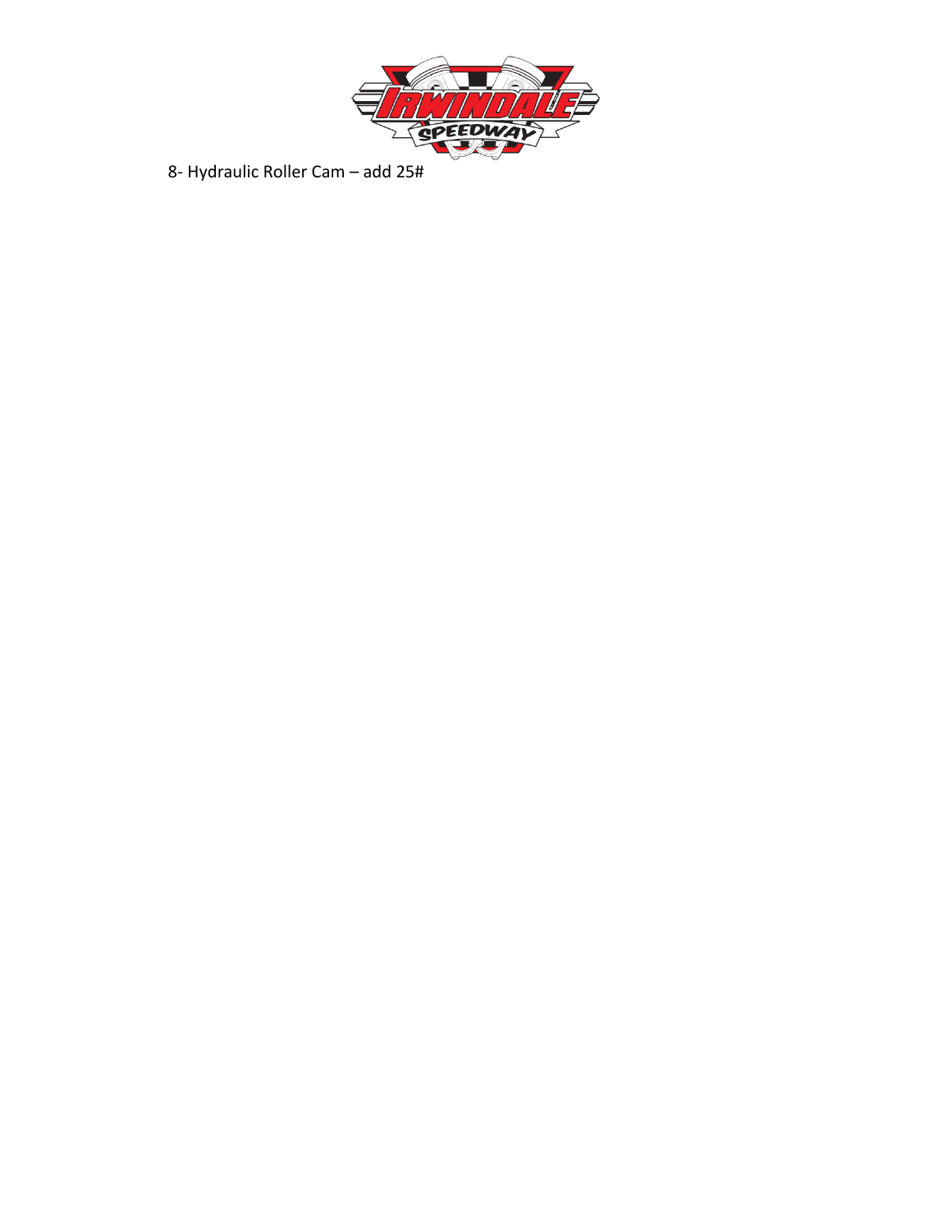8- Hydraulic Roller Cam – add 25#